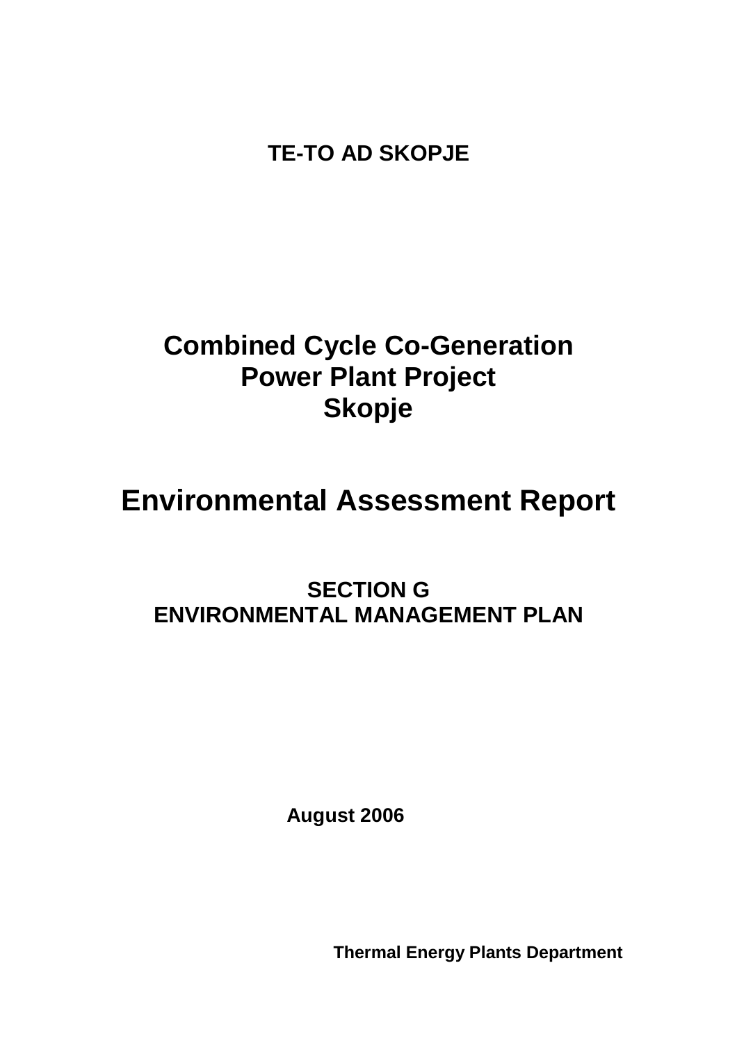**TE-TO AD SKOPJE**

# Combined Cycle Co-Generation Power Plant Project Skopje

# Environmental Assessment Report

## SECTION G ENVIRONMENTAL MANAGEMENT PLAN

**August 2006**

**Thermal Energy Plants Department**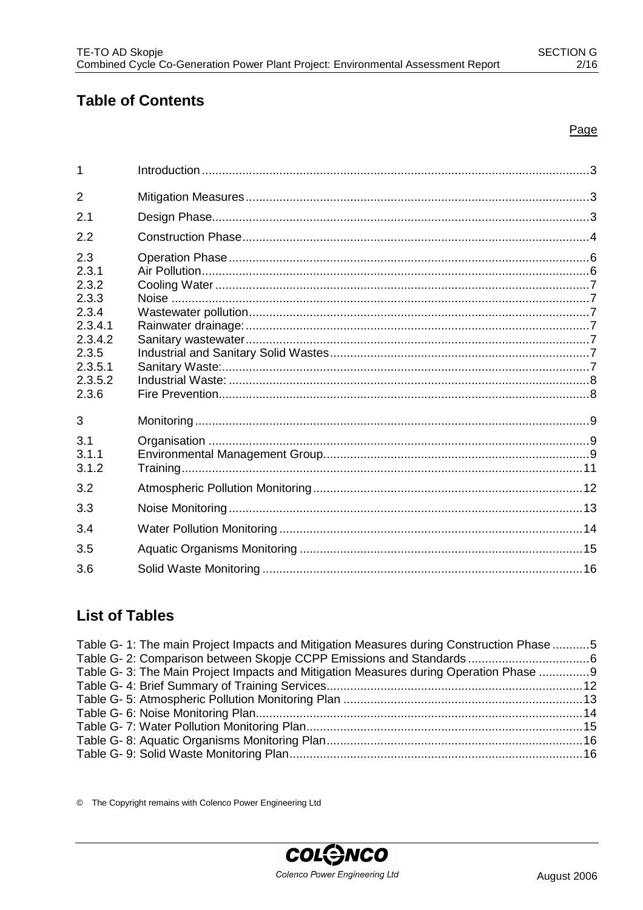## Table of Contents

| | | Page |
|---|---|---|
| 1 | Introduction | 3 |
| 2 | Mitigation Measures | 3 |
| 2.1 | Design Phase | 3 |
| 2.2 | Construction Phase | 4 |
| 2.3 | Operation Phase | 6 |
| 2.3.1 | Air Pollution | 6 |
| 2.3.2 | Cooling Water | 7 |
| 2.3.3 | Noise | 7 |
| 2.3.4 | Wastewater pollution | 7 |
| 2.3.4.1 | Rainwater drainage: | 7 |
| 2.3.4.2 | Sanitary wastewater | 7 |
| 2.3.5 | Industrial and Sanitary Solid Wastes | 7 |
| 2.3.5.1 | Sanitary Waste: | 7 |
| 2.3.5.2 | Industrial Waste: | 8 |
| 2.3.6 | Fire Prevention | 8 |
| 3 | Monitoring | 9 |
| 3.1 | Organisation | 9 |
| 3.1.1 | Environmental Management Group | 9 |
| 3.1.2 | Training | 11 |
| 3.2 | Atmospheric Pollution Monitoring | 12 |
| 3.3 | Noise Monitoring | 13 |
| 3.4 | Water Pollution Monitoring | 14 |
| 3.5 | Aquatic Organisms Monitoring | 15 |
| 3.6 | Solid Waste Monitoring | 16 |

## List of Tables

| | |
|---|---|
| Table G- 1: The main Project Impacts and Mitigation Measures during Construction Phase | 5 |
| Table G- 2: Comparison between Skopje CCPP Emissions and Standards | 6 |
| Table G- 3: The Main Project Impacts and Mitigation Measures during Operation Phase | 9 |
| Table G- 4: Brief Summary of Training Services | 12 |
| Table G- 5: Atmospheric Pollution Monitoring Plan | 13 |
| Table G- 6: Noise Monitoring Plan | 14 |
| Table G- 7: Water Pollution Monitoring Plan | 15 |
| Table G- 8: Aquatic Organisms Monitoring Plan | 16 |
| Table G- 9: Solid Waste Monitoring Plan | 16 |

© The Copyright remains with Colenco Power Engineering Ltd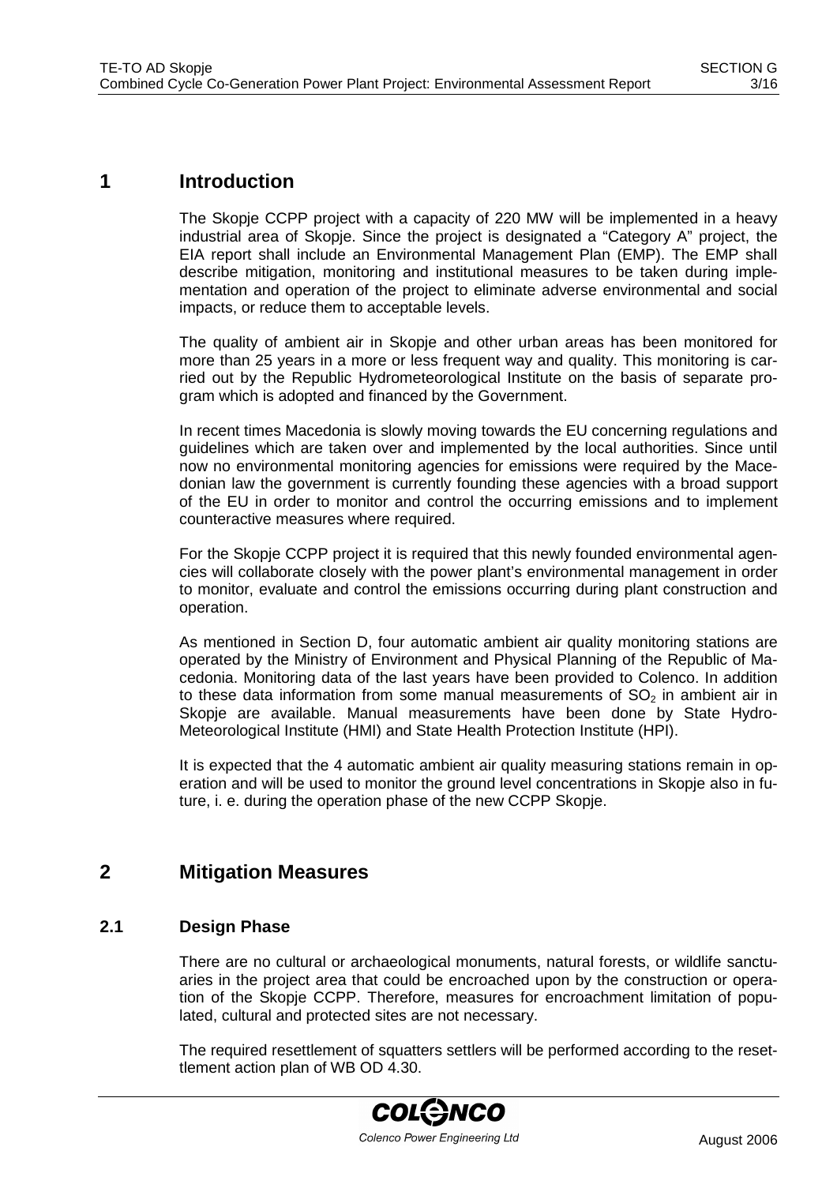# 1 Introduction

The Skopje CCPP project with a capacity of 220 MW will be implemented in a heavy industrial area of Skopje. Since the project is designated a "Category A" project, the EIA report shall include an Environmental Management Plan (EMP). The EMP shall describe mitigation, monitoring and institutional measures to be taken during implementation and operation of the project to eliminate adverse environmental and social impacts, or reduce them to acceptable levels.

The quality of ambient air in Skopje and other urban areas has been monitored for more than 25 years in a more or less frequent way and quality. This monitoring is carried out by the Republic Hydrometeorological Institute on the basis of separate program which is adopted and financed by the Government.

In recent times Macedonia is slowly moving towards the EU concerning regulations and guidelines which are taken over and implemented by the local authorities. Since until now no environmental monitoring agencies for emissions were required by the Macedonian law the government is currently founding these agencies with a broad support of the EU in order to monitor and control the occurring emissions and to implement counteractive measures where required.

For the Skopje CCPP project it is required that this newly founded environmental agencies will collaborate closely with the power plant's environmental management in order to monitor, evaluate and control the emissions occurring during plant construction and operation.

As mentioned in Section D, four automatic ambient air quality monitoring stations are operated by the Ministry of Environment and Physical Planning of the Republic of Macedonia. Monitoring data of the last years have been provided to Colenco. In addition to these data information from some manual measurements of $SO_2$ in ambient air in Skopje are available. Manual measurements have been done by State Hydro-Meteorological Institute (HMI) and State Health Protection Institute (HPI).

It is expected that the 4 automatic ambient air quality measuring stations remain in operation and will be used to monitor the ground level concentrations in Skopje also in future, i. e. during the operation phase of the new CCPP Skopje.

# 2 Mitigation Measures

## 2.1 Design Phase

There are no cultural or archaeological monuments, natural forests, or wildlife sanctuaries in the project area that could be encroached upon by the construction or operation of the Skopje CCPP. Therefore, measures for encroachment limitation of populated, cultural and protected sites are not necessary.

The required resettlement of squatters settlers will be performed according to the resettlement action plan of WB OD 4.30.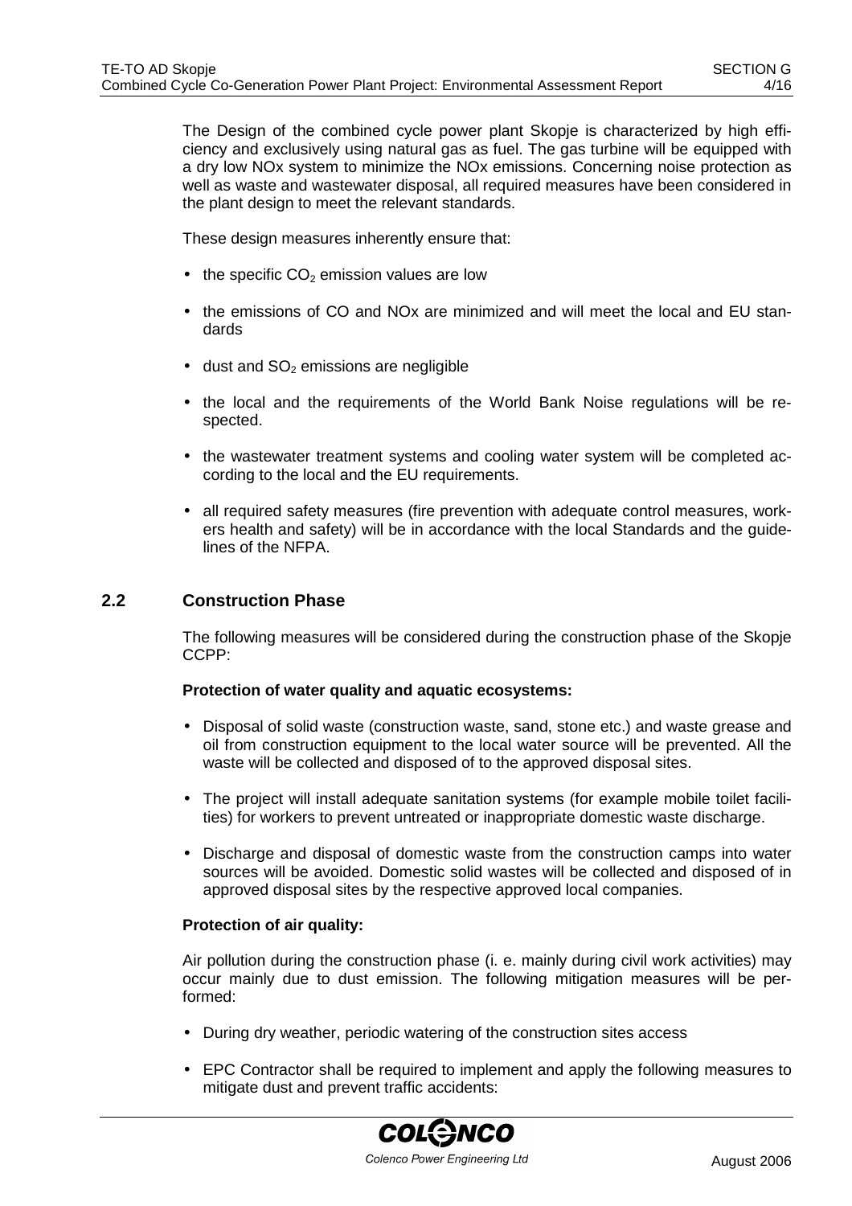The Design of the combined cycle power plant Skopje is characterized by high efficiency and exclusively using natural gas as fuel. The gas turbine will be equipped with a dry low NOx system to minimize the NOx emissions. Concerning noise protection as well as waste and wastewater disposal, all required measures have been considered in the plant design to meet the relevant standards.

These design measures inherently ensure that:

- the specific $CO_2$ emission values are low
- the emissions of CO and NOx are minimized and will meet the local and EU standards
- dust and $SO_2$ emissions are negligible
- the local and the requirements of the World Bank Noise regulations will be respected.
- the wastewater treatment systems and cooling water system will be completed according to the local and the EU requirements.
- all required safety measures (fire prevention with adequate control measures, workers health and safety) will be in accordance with the local Standards and the guidelines of the NFPA.

## 2.2 Construction Phase

The following measures will be considered during the construction phase of the Skopje CCPP:

**Protection of water quality and aquatic ecosystems:**

- Disposal of solid waste (construction waste, sand, stone etc.) and waste grease and oil from construction equipment to the local water source will be prevented. All the waste will be collected and disposed of to the approved disposal sites.
- The project will install adequate sanitation systems (for example mobile toilet facilities) for workers to prevent untreated or inappropriate domestic waste discharge.
- Discharge and disposal of domestic waste from the construction camps into water sources will be avoided. Domestic solid wastes will be collected and disposed of in approved disposal sites by the respective approved local companies.

**Protection of air quality:**

Air pollution during the construction phase (i. e. mainly during civil work activities) may occur mainly due to dust emission. The following mitigation measures will be performed:

- During dry weather, periodic watering of the construction sites access
- EPC Contractor shall be required to implement and apply the following measures to mitigate dust and prevent traffic accidents: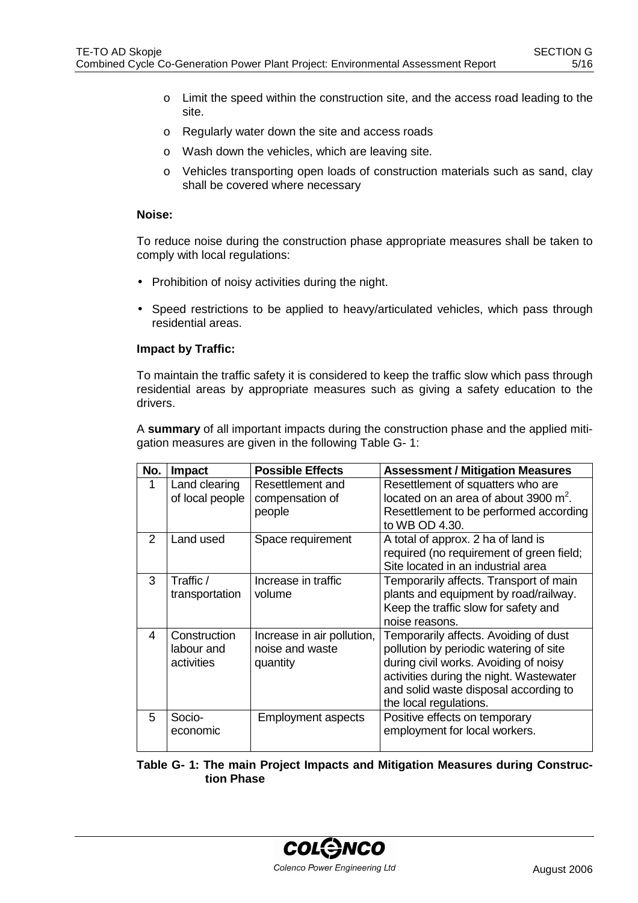- Limit the speed within the construction site, and the access road leading to the site.
- Regularly water down the site and access roads
- Wash down the vehicles, which are leaving site.
- Vehicles transporting open loads of construction materials such as sand, clay shall be covered where necessary

**Noise:**

To reduce noise during the construction phase appropriate measures shall be taken to comply with local regulations:

- Prohibition of noisy activities during the night.
- Speed restrictions to be applied to heavy/articulated vehicles, which pass through residential areas.

**Impact by Traffic:**

To maintain the traffic safety it is considered to keep the traffic slow which pass through residential areas by appropriate measures such as giving a safety education to the drivers.

A **summary** of all important impacts during the construction phase and the applied mitigation measures are given in the following Table G- 1:

| No. | Impact | Possible Effects | Assessment / Mitigation Measures |
|---|---|---|---|
| 1 | Land clearing of local people | Resettlement and compensation of people | Resettlement of squatters who are located on an area of about 3900 $m^2$. Resettlement to be performed according to WB OD 4.30. |
| 2 | Land used | Space requirement | A total of approx. 2 ha of land is required (no requirement of green field; Site located in an industrial area |
| 3 | Traffic / transportation | Increase in traffic volume | Temporarily affects. Transport of main plants and equipment by road/railway. Keep the traffic slow for safety and noise reasons. |
| 4 | Construction labour and activities | Increase in air pollution, noise and waste quantity | Temporarily affects. Avoiding of dust pollution by periodic watering of site during civil works. Avoiding of noisy activities during the night. Wastewater and solid waste disposal according to the local regulations. |
| 5 | Socio-economic | Employment aspects | Positive effects on temporary employment for local workers. |

**Table G- 1: The main Project Impacts and Mitigation Measures during Construction Phase**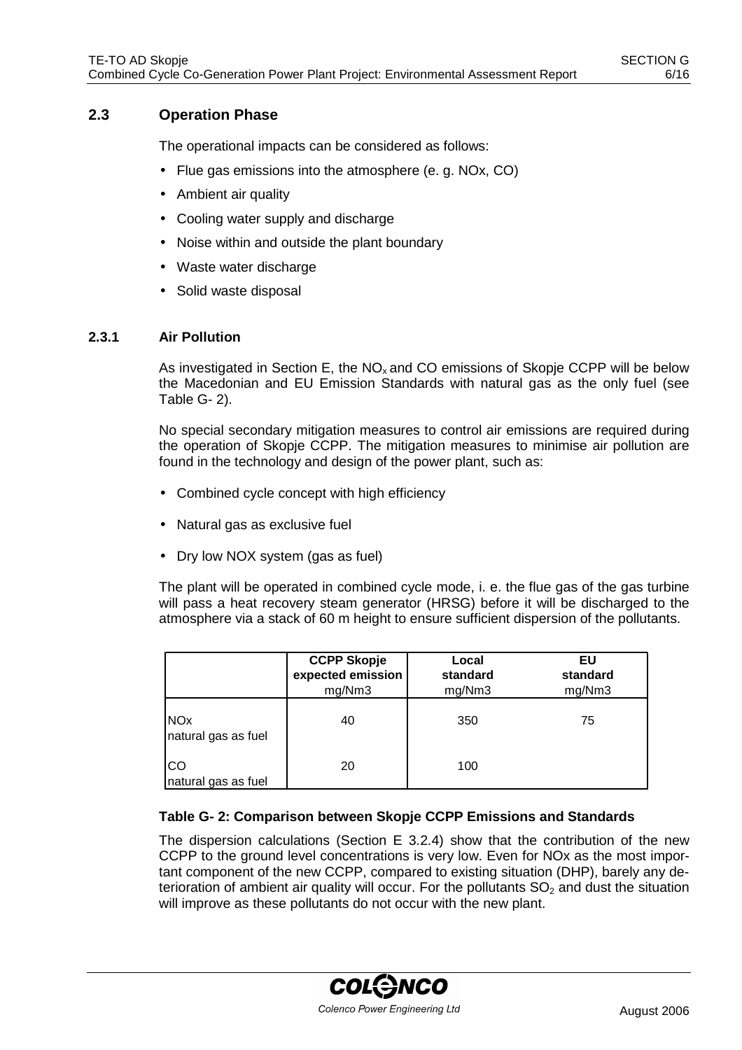## 2.3 Operation Phase

The operational impacts can be considered as follows:

- Flue gas emissions into the atmosphere (e. g. NOx, CO)
- Ambient air quality
- Cooling water supply and discharge
- Noise within and outside the plant boundary
- Waste water discharge
- Solid waste disposal

### 2.3.1 Air Pollution

As investigated in Section E, the $NO_x$ and CO emissions of Skopje CCPP will be below the Macedonian and EU Emission Standards with natural gas as the only fuel (see Table G- 2).

No special secondary mitigation measures to control air emissions are required during the operation of Skopje CCPP. The mitigation measures to minimise air pollution are found in the technology and design of the power plant, such as:

- Combined cycle concept with high efficiency
- Natural gas as exclusive fuel
- Dry low NOX system (gas as fuel)

The plant will be operated in combined cycle mode, i. e. the flue gas of the gas turbine will pass a heat recovery steam generator (HRSG) before it will be discharged to the atmosphere via a stack of 60 m height to ensure sufficient dispersion of the pollutants.

| | **CCPP Skopje expected emission** mg/Nm3 | **Local standard** mg/Nm3 | **EU standard** mg/Nm3 |
|---|---|---|---|
| NOx natural gas as fuel | 40 | 350 | 75 |
| CO natural gas as fuel | 20 | 100 | |

**Table G- 2: Comparison between Skopje CCPP Emissions and Standards**

The dispersion calculations (Section E 3.2.4) show that the contribution of the new CCPP to the ground level concentrations is very low. Even for NOx as the most important component of the new CCPP, compared to existing situation (DHP), barely any deterioration of ambient air quality will occur. For the pollutants $SO_2$ and dust the situation will improve as these pollutants do not occur with the new plant.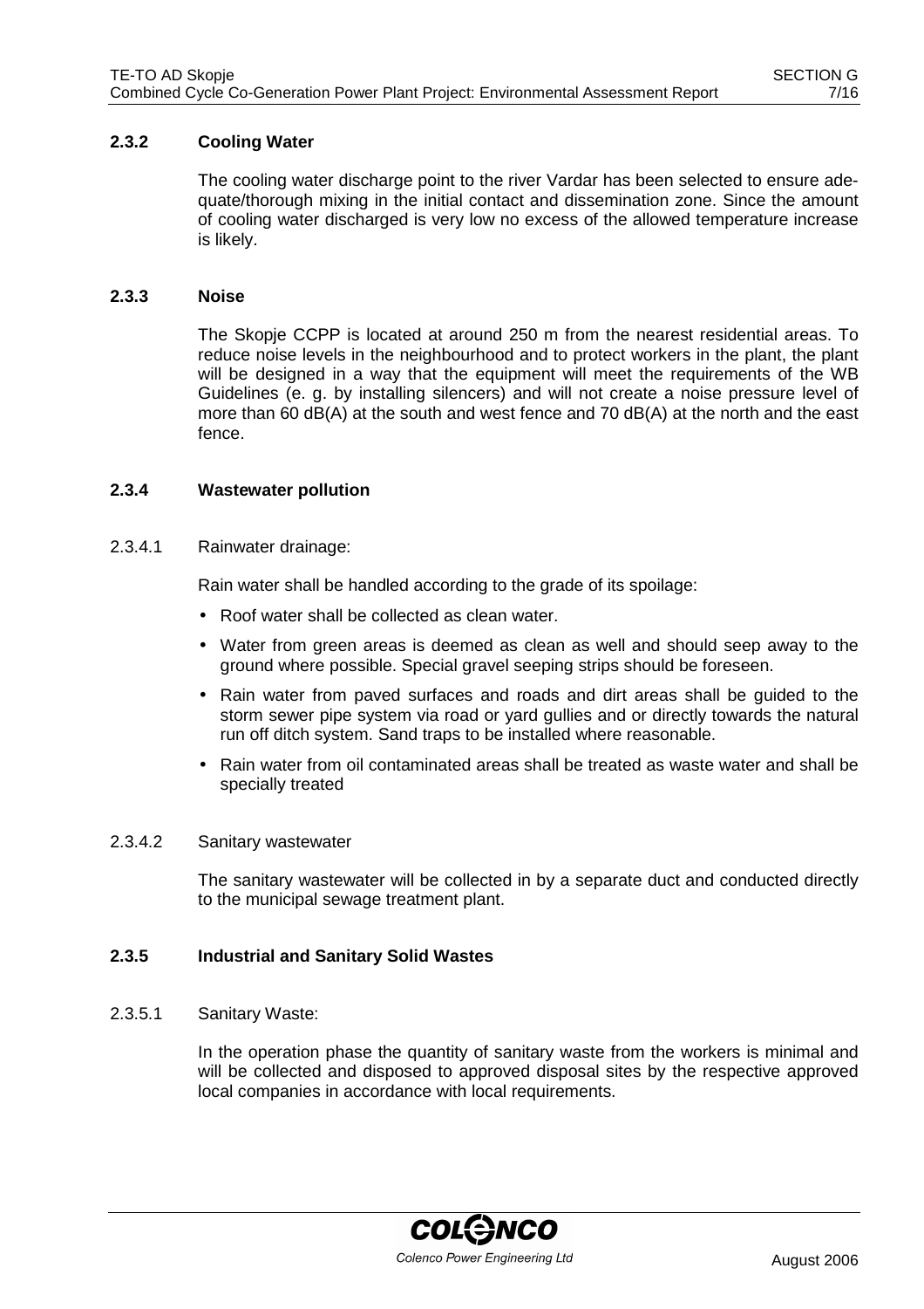### 2.3.2 Cooling Water

The cooling water discharge point to the river Vardar has been selected to ensure adequate/thorough mixing in the initial contact and dissemination zone. Since the amount of cooling water discharged is very low no excess of the allowed temperature increase is likely.

### 2.3.3 Noise

The Skopje CCPP is located at around 250 m from the nearest residential areas. To reduce noise levels in the neighbourhood and to protect workers in the plant, the plant will be designed in a way that the equipment will meet the requirements of the WB Guidelines (e. g. by installing silencers) and will not create a noise pressure level of more than 60 dB(A) at the south and west fence and 70 dB(A) at the north and the east fence.

### 2.3.4 Wastewater pollution

#### 2.3.4.1 Rainwater drainage:

Rain water shall be handled according to the grade of its spoilage:

- Roof water shall be collected as clean water.
- Water from green areas is deemed as clean as well and should seep away to the ground where possible. Special gravel seeping strips should be foreseen.
- Rain water from paved surfaces and roads and dirt areas shall be guided to the storm sewer pipe system via road or yard gullies and or directly towards the natural run off ditch system. Sand traps to be installed where reasonable.
- Rain water from oil contaminated areas shall be treated as waste water and shall be specially treated

#### 2.3.4.2 Sanitary wastewater

The sanitary wastewater will be collected in by a separate duct and conducted directly to the municipal sewage treatment plant.

### 2.3.5 Industrial and Sanitary Solid Wastes

#### 2.3.5.1 Sanitary Waste:

In the operation phase the quantity of sanitary waste from the workers is minimal and will be collected and disposed to approved disposal sites by the respective approved local companies in accordance with local requirements.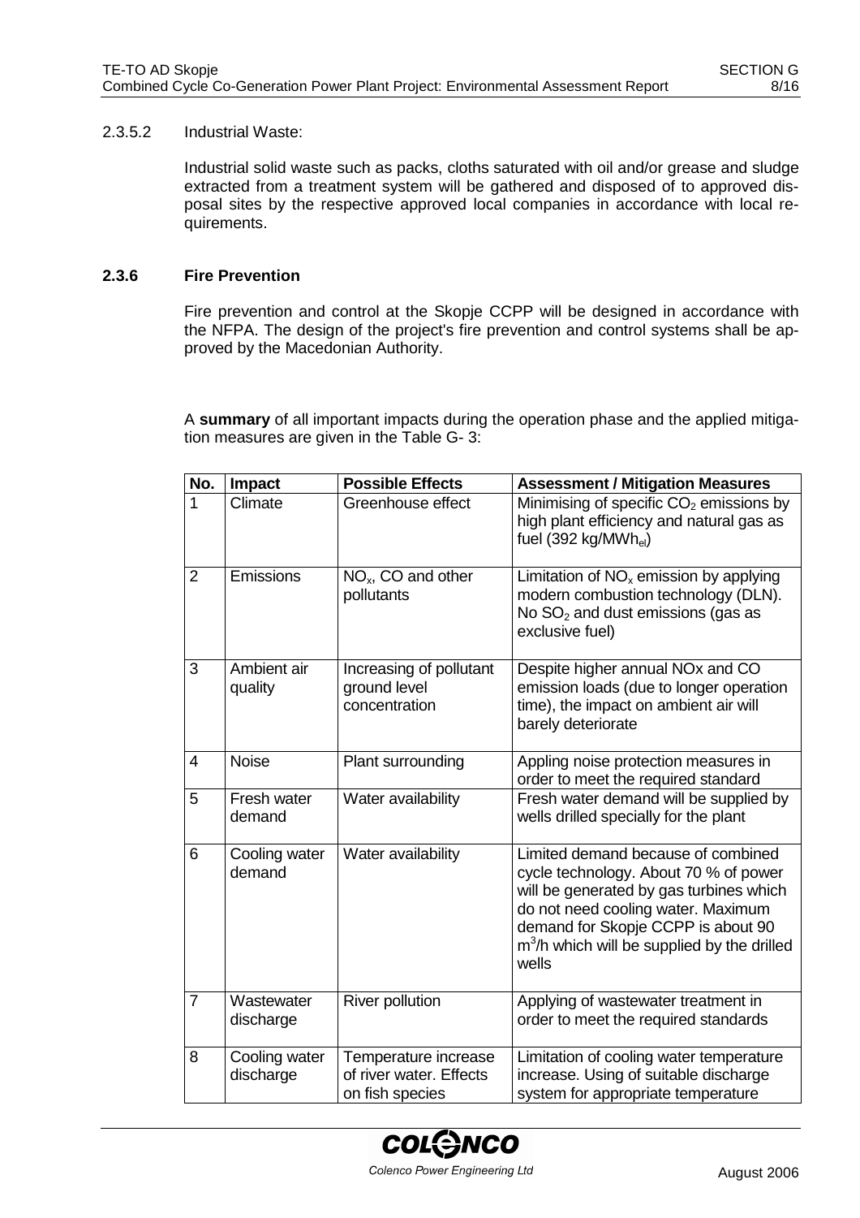2.3.5.2 Industrial Waste:

Industrial solid waste such as packs, cloths saturated with oil and/or grease and sludge extracted from a treatment system will be gathered and disposed of to approved disposal sites by the respective approved local companies in accordance with local requirements.

### 2.3.6 Fire Prevention

Fire prevention and control at the Skopje CCPP will be designed in accordance with the NFPA. The design of the project's fire prevention and control systems shall be approved by the Macedonian Authority.

A **summary** of all important impacts during the operation phase and the applied mitigation measures are given in the Table G- 3:

| No. | Impact | Possible Effects | Assessment / Mitigation Measures |
|---|---|---|---|
| 1 | Climate | Greenhouse effect | Minimising of specific $CO_2$ emissions by high plant efficiency and natural gas as fuel (392 kg/$MWh_{el}$) |
| 2 | Emissions | $NO_x$, CO and other pollutants | Limitation of $NO_x$ emission by applying modern combustion technology (DLN). No $SO_2$ and dust emissions (gas as exclusive fuel) |
| 3 | Ambient air quality | Increasing of pollutant ground level concentration | Despite higher annual NOx and CO emission loads (due to longer operation time), the impact on ambient air will barely deteriorate |
| 4 | Noise | Plant surrounding | Appling noise protection measures in order to meet the required standard |
| 5 | Fresh water demand | Water availability | Fresh water demand will be supplied by wells drilled specially for the plant |
| 6 | Cooling water demand | Water availability | Limited demand because of combined cycle technology. About 70 % of power will be generated by gas turbines which do not need cooling water. Maximum demand for Skopje CCPP is about 90 $m^3$/h which will be supplied by the drilled wells |
| 7 | Wastewater discharge | River pollution | Applying of wastewater treatment in order to meet the required standards |
| 8 | Cooling water discharge | Temperature increase of river water. Effects on fish species | Limitation of cooling water temperature increase. Using of suitable discharge system for appropriate temperature |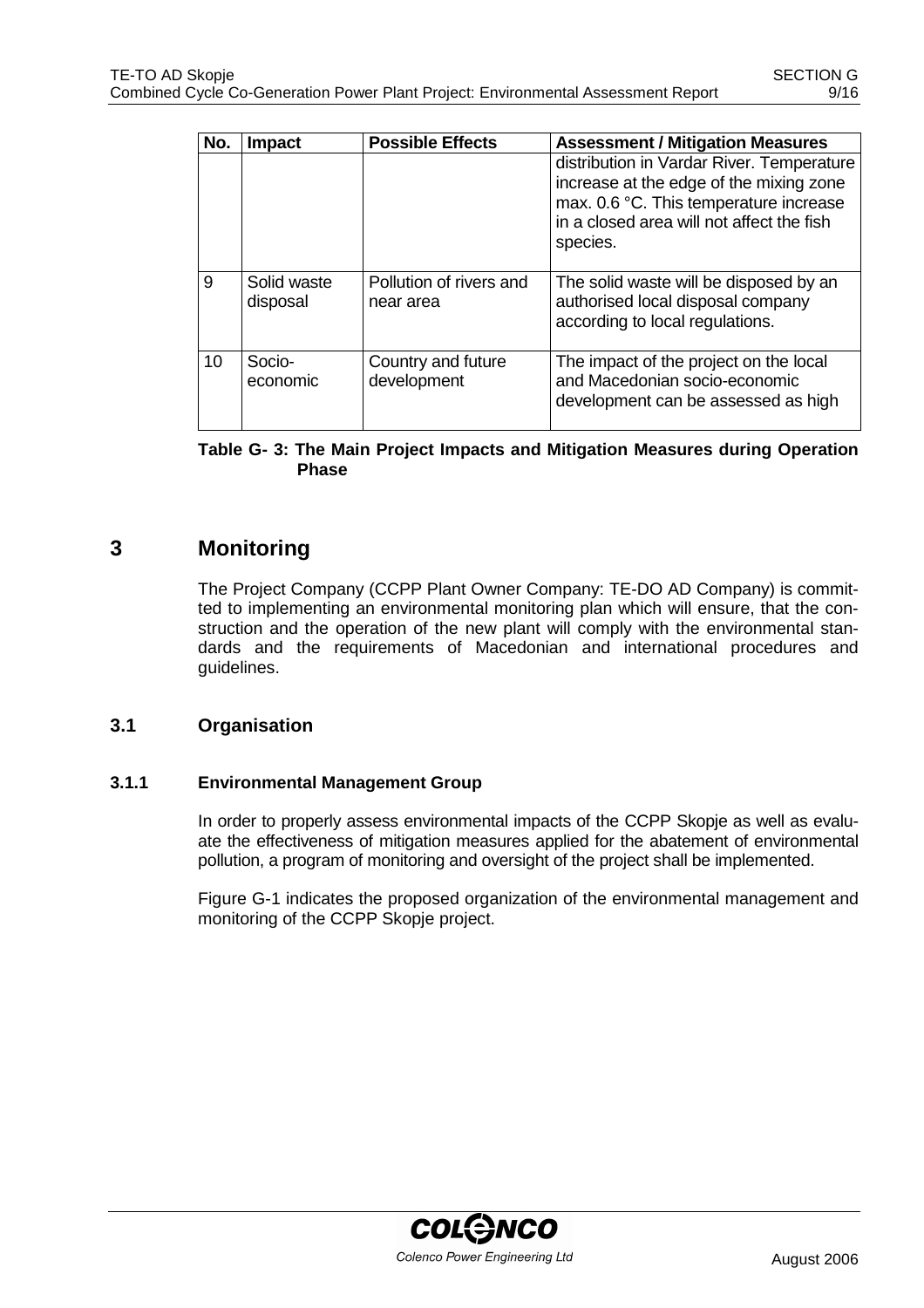| No. | Impact | Possible Effects | Assessment / Mitigation Measures |
|---|---|---|---|
| | | | distribution in Vardar River. Temperature increase at the edge of the mixing zone max. 0.6 °C. This temperature increase in a closed area will not affect the fish species. |
| 9 | Solid waste disposal | Pollution of rivers and near area | The solid waste will be disposed by an authorised local disposal company according to local regulations. |
| 10 | Socio-economic | Country and future development | The impact of the project on the local and Macedonian socio-economic development can be assessed as high |

**Table G- 3: The Main Project Impacts and Mitigation Measures during Operation Phase**

# 3 Monitoring

The Project Company (CCPP Plant Owner Company: TE-DO AD Company) is committed to implementing an environmental monitoring plan which will ensure, that the construction and the operation of the new plant will comply with the environmental standards and the requirements of Macedonian and international procedures and guidelines.

## 3.1 Organisation

### 3.1.1 Environmental Management Group

In order to properly assess environmental impacts of the CCPP Skopje as well as evaluate the effectiveness of mitigation measures applied for the abatement of environmental pollution, a program of monitoring and oversight of the project shall be implemented.

Figure G-1 indicates the proposed organization of the environmental management and monitoring of the CCPP Skopje project.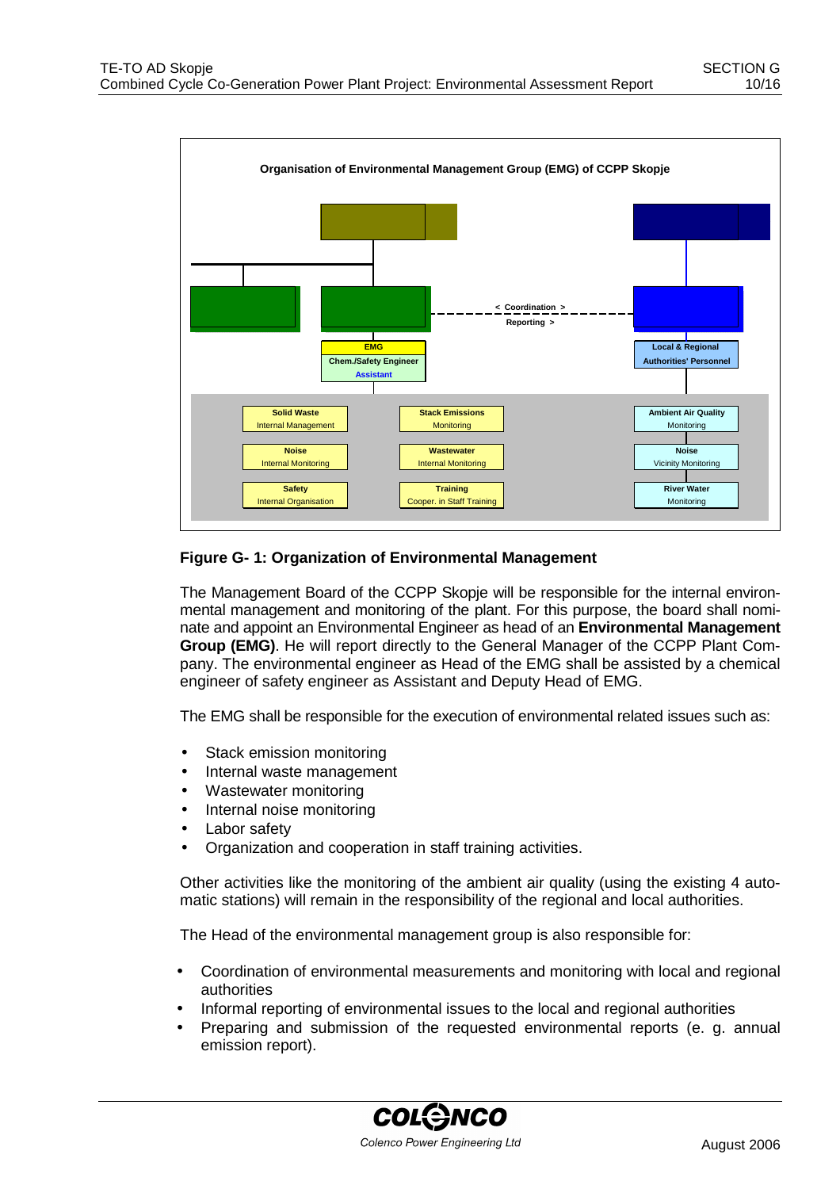**Organisation of Environmental Management Group (EMG) of CCPP Skopje**

< Coordination >

Reporting >

**EMG**
**Chem./Safety Engineer**
Assistant

**Local & Regional Authorities' Personnel**

**Solid Waste** Internal Management

**Stack Emissions** Monitoring

**Ambient Air Quality** Monitoring

**Noise** Internal Monitoring

**Wastewater** Internal Monitoring

**Noise** Vicinity Monitoring

**Safety** Internal Organisation

**Training** Cooper. in Staff Training

**River Water** Monitoring

**Figure G- 1: Organization of Environmental Management**

The Management Board of the CCPP Skopje will be responsible for the internal environmental management and monitoring of the plant. For this purpose, the board shall nominate and appoint an Environmental Engineer as head of an **Environmental Management Group (EMG)**. He will report directly to the General Manager of the CCPP Plant Company. The environmental engineer as Head of the EMG shall be assisted by a chemical engineer of safety engineer as Assistant and Deputy Head of EMG.

The EMG shall be responsible for the execution of environmental related issues such as:

- Stack emission monitoring
- Internal waste management
- Wastewater monitoring
- Internal noise monitoring
- Labor safety
- Organization and cooperation in staff training activities.

Other activities like the monitoring of the ambient air quality (using the existing 4 automatic stations) will remain in the responsibility of the regional and local authorities.

The Head of the environmental management group is also responsible for:

- Coordination of environmental measurements and monitoring with local and regional authorities
- Informal reporting of environmental issues to the local and regional authorities
- Preparing and submission of the requested environmental reports (e. g. annual emission report).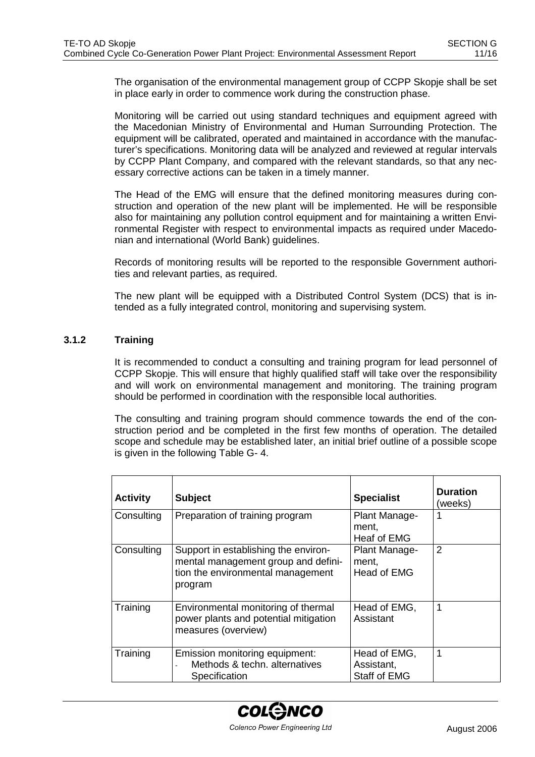The organisation of the environmental management group of CCPP Skopje shall be set in place early in order to commence work during the construction phase.

Monitoring will be carried out using standard techniques and equipment agreed with the Macedonian Ministry of Environmental and Human Surrounding Protection. The equipment will be calibrated, operated and maintained in accordance with the manufacturer's specifications. Monitoring data will be analyzed and reviewed at regular intervals by CCPP Plant Company, and compared with the relevant standards, so that any necessary corrective actions can be taken in a timely manner.

The Head of the EMG will ensure that the defined monitoring measures during construction and operation of the new plant will be implemented. He will be responsible also for maintaining any pollution control equipment and for maintaining a written Environmental Register with respect to environmental impacts as required under Macedonian and international (World Bank) guidelines.

Records of monitoring results will be reported to the responsible Government authorities and relevant parties, as required.

The new plant will be equipped with a Distributed Control System (DCS) that is intended as a fully integrated control, monitoring and supervising system.

### 3.1.2 Training

It is recommended to conduct a consulting and training program for lead personnel of CCPP Skopje. This will ensure that highly qualified staff will take over the responsibility and will work on environmental management and monitoring. The training program should be performed in coordination with the responsible local authorities.

The consulting and training program should commence towards the end of the construction period and be completed in the first few months of operation. The detailed scope and schedule may be established later, an initial brief outline of a possible scope is given in the following Table G- 4.

| Activity | Subject | Specialist | Duration (weeks) |
|---|---|---|---|
| Consulting | Preparation of training program | Plant Management, Heaf of EMG | 1 |
| Consulting | Support in establishing the environmental management group and definition the environmental management program | Plant Management, Head of EMG | 2 |
| Training | Environmental monitoring of thermal power plants and potential mitigation measures (overview) | Head of EMG, Assistant | 1 |
| Training | Emission monitoring equipment:<br>- Methods & techn. alternatives<br>Specification | Head of EMG, Assistant, Staff of EMG | 1 |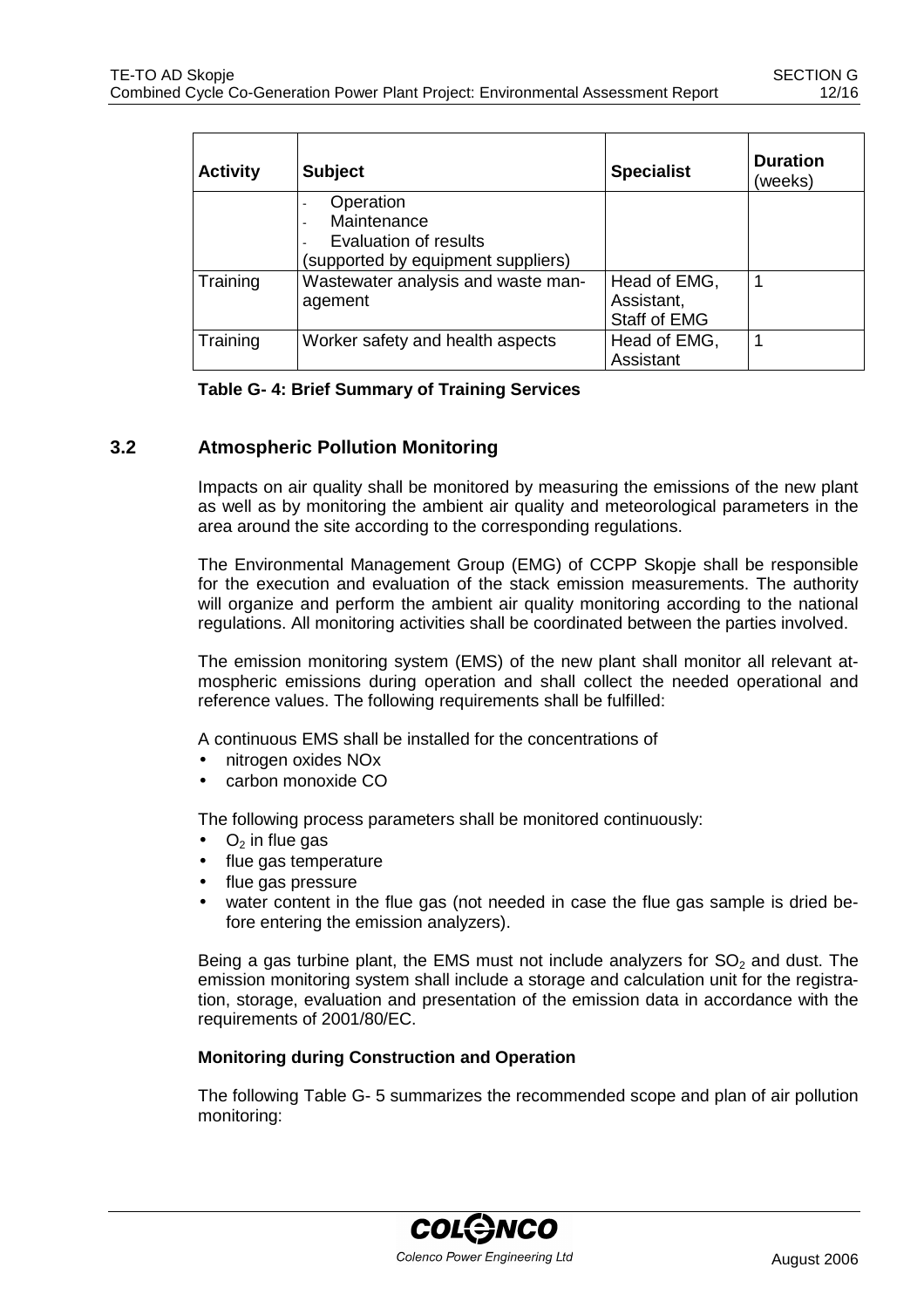| Activity | Subject | Specialist | Duration (weeks) |
|---|---|---|---|
| | - Operation<br>- Maintenance<br>- Evaluation of results<br>(supported by equipment suppliers) | | |
| Training | Wastewater analysis and waste management | Head of EMG, Assistant, Staff of EMG | 1 |
| Training | Worker safety and health aspects | Head of EMG, Assistant | 1 |

**Table G- 4: Brief Summary of Training Services**

## 3.2 Atmospheric Pollution Monitoring

Impacts on air quality shall be monitored by measuring the emissions of the new plant as well as by monitoring the ambient air quality and meteorological parameters in the area around the site according to the corresponding regulations.

The Environmental Management Group (EMG) of CCPP Skopje shall be responsible for the execution and evaluation of the stack emission measurements. The authority will organize and perform the ambient air quality monitoring according to the national regulations. All monitoring activities shall be coordinated between the parties involved.

The emission monitoring system (EMS) of the new plant shall monitor all relevant atmospheric emissions during operation and shall collect the needed operational and reference values. The following requirements shall be fulfilled:

A continuous EMS shall be installed for the concentrations of

- nitrogen oxides NOx
- carbon monoxide CO

The following process parameters shall be monitored continuously:

- $O_2$ in flue gas
- flue gas temperature
- flue gas pressure
- water content in the flue gas (not needed in case the flue gas sample is dried before entering the emission analyzers).

Being a gas turbine plant, the EMS must not include analyzers for $SO_2$ and dust. The emission monitoring system shall include a storage and calculation unit for the registration, storage, evaluation and presentation of the emission data in accordance with the requirements of 2001/80/EC.

**Monitoring during Construction and Operation**

The following Table G- 5 summarizes the recommended scope and plan of air pollution monitoring: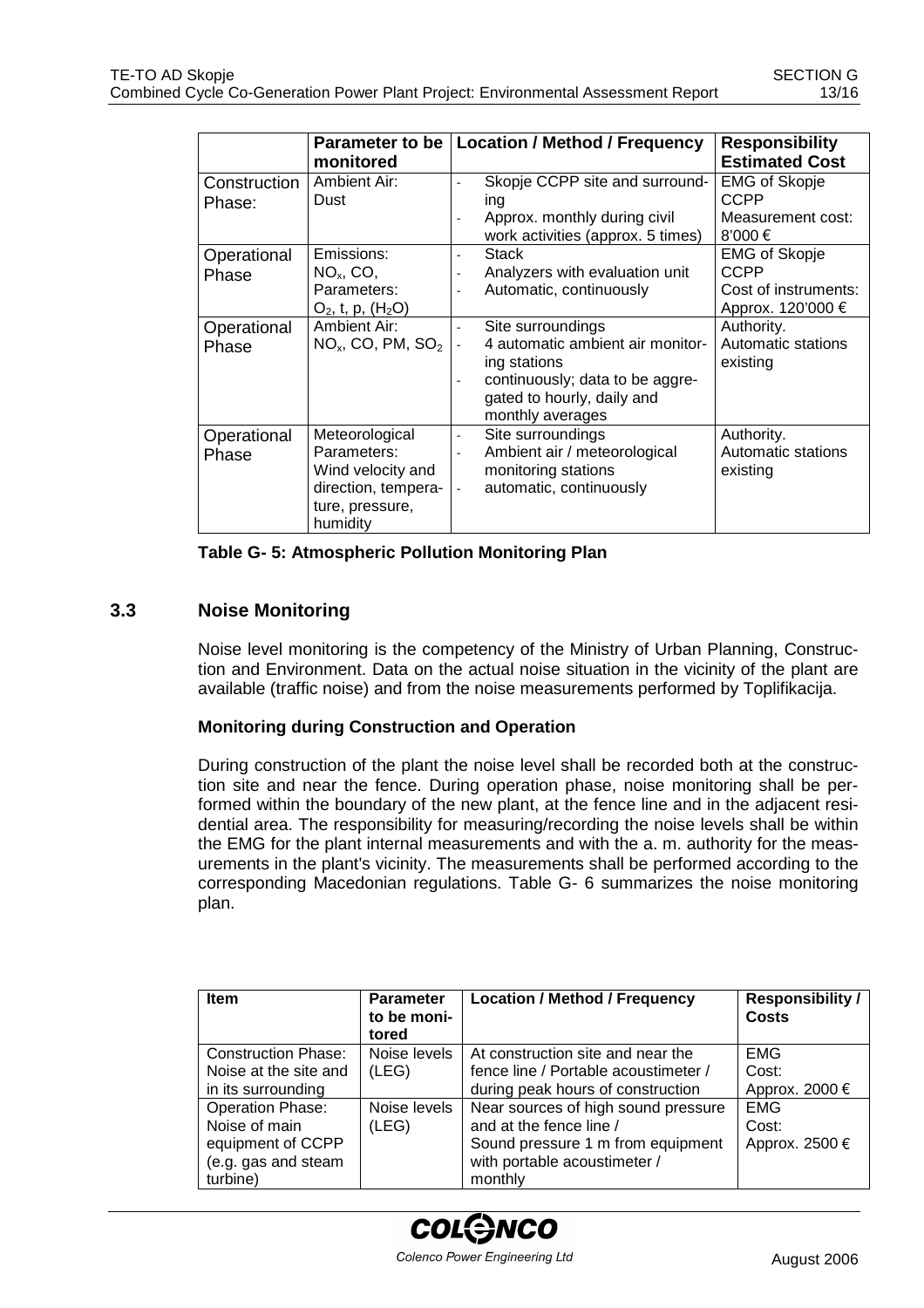| | Parameter to be monitored | Location / Method / Frequency | Responsibility Estimated Cost |
|---|---|---|---|
| Construction Phase: | Ambient Air: Dust | - Skopje CCPP site and surrounding<br>- Approx. monthly during civil work activities (approx. 5 times) | EMG of Skopje CCPP<br>Measurement cost: 8'000 € |
| Operational Phase | Emissions: $NO_x$, CO, Parameters: $O_2$, t, p, ($H_2O$) | - Stack<br>- Analyzers with evaluation unit<br>- Automatic, continuously | EMG of Skopje CCPP<br>Cost of instruments: Approx. 120'000 € |
| Operational Phase | Ambient Air: $NO_x$, CO, PM, $SO_2$ | - Site surroundings<br>- 4 automatic ambient air monitoring stations<br>- continuously; data to be aggregated to hourly, daily and monthly averages | Authority. Automatic stations existing |
| Operational Phase | Meteorological Parameters: Wind velocity and direction, temperature, pressure, humidity | - Site surroundings<br>- Ambient air / meteorological monitoring stations<br>- automatic, continuously | Authority. Automatic stations existing |

**Table G- 5: Atmospheric Pollution Monitoring Plan**

## 3.3 Noise Monitoring

Noise level monitoring is the competency of the Ministry of Urban Planning, Construction and Environment. Data on the actual noise situation in the vicinity of the plant are available (traffic noise) and from the noise measurements performed by Toplifikacija.

**Monitoring during Construction and Operation**

During construction of the plant the noise level shall be recorded both at the construction site and near the fence. During operation phase, noise monitoring shall be performed within the boundary of the new plant, at the fence line and in the adjacent residential area. The responsibility for measuring/recording the noise levels shall be within the EMG for the plant internal measurements and with the a. m. authority for the measurements in the plant's vicinity. The measurements shall be performed according to the corresponding Macedonian regulations. Table G- 6 summarizes the noise monitoring plan.

| Item | Parameter to be monitored | Location / Method / Frequency | Responsibility / Costs |
|---|---|---|---|
| Construction Phase: Noise at the site and in its surrounding | Noise levels (LEG) | At construction site and near the fence line / Portable acoustimeter / during peak hours of construction | EMG<br>Cost:<br>Approx. 2000 € |
| Operation Phase: Noise of main equipment of CCPP (e.g. gas and steam turbine) | Noise levels (LEG) | Near sources of high sound pressure and at the fence line / Sound pressure 1 m from equipment with portable acoustimeter / monthly | EMG<br>Cost:<br>Approx. 2500 € |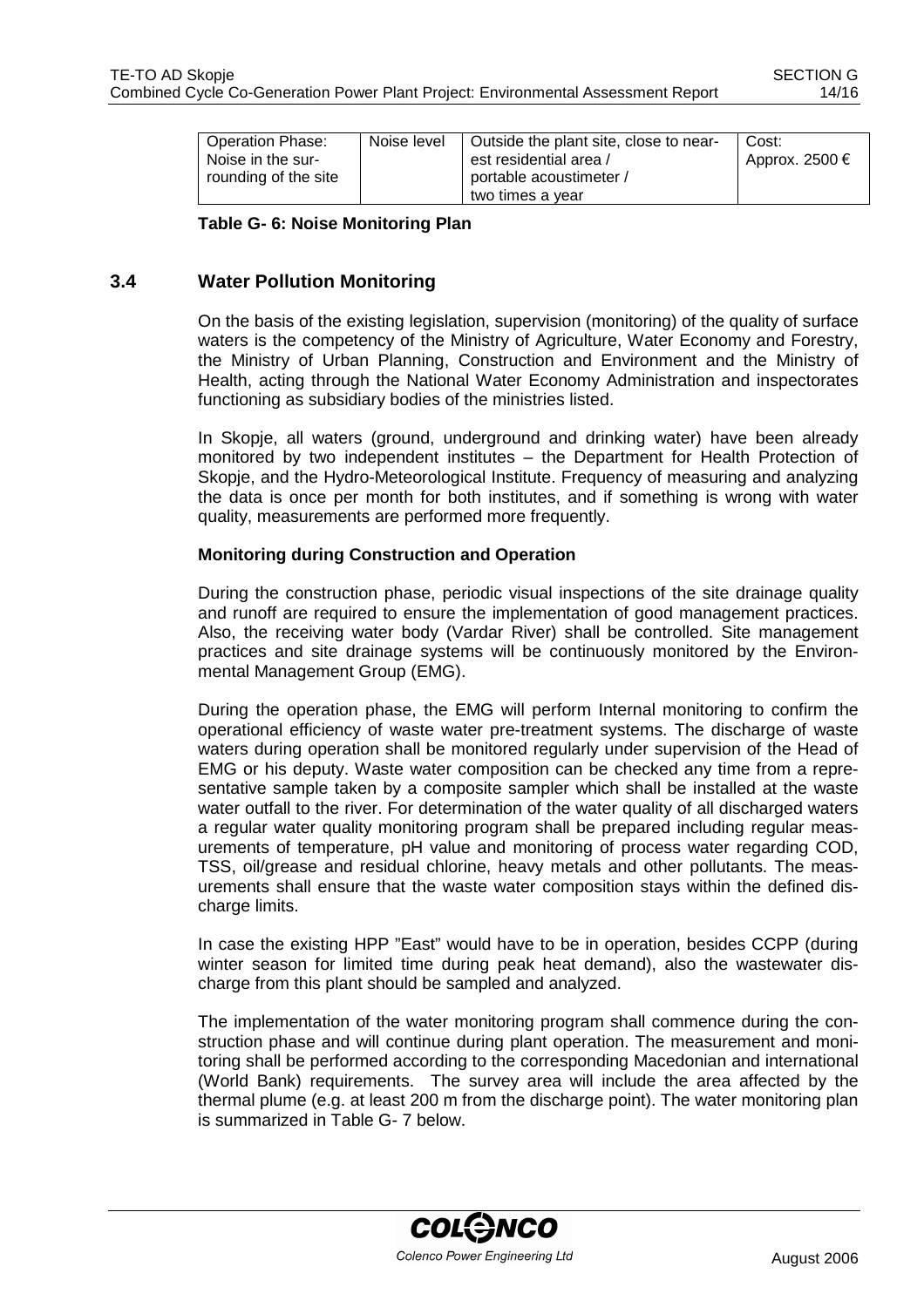| Operation Phase: Noise in the surrounding of the site | Noise level | Outside the plant site, close to nearest residential area / portable acoustimeter / two times a year | Cost: Approx. 2500 € |
|---|---|---|---|

**Table G- 6: Noise Monitoring Plan**

## 3.4 Water Pollution Monitoring

On the basis of the existing legislation, supervision (monitoring) of the quality of surface waters is the competency of the Ministry of Agriculture, Water Economy and Forestry, the Ministry of Urban Planning, Construction and Environment and the Ministry of Health, acting through the National Water Economy Administration and inspectorates functioning as subsidiary bodies of the ministries listed.

In Skopje, all waters (ground, underground and drinking water) have been already monitored by two independent institutes – the Department for Health Protection of Skopje, and the Hydro-Meteorological Institute. Frequency of measuring and analyzing the data is once per month for both institutes, and if something is wrong with water quality, measurements are performed more frequently.

**Monitoring during Construction and Operation**

During the construction phase, periodic visual inspections of the site drainage quality and runoff are required to ensure the implementation of good management practices. Also, the receiving water body (Vardar River) shall be controlled. Site management practices and site drainage systems will be continuously monitored by the Environmental Management Group (EMG).

During the operation phase, the EMG will perform Internal monitoring to confirm the operational efficiency of waste water pre-treatment systems. The discharge of waste waters during operation shall be monitored regularly under supervision of the Head of EMG or his deputy. Waste water composition can be checked any time from a representative sample taken by a composite sampler which shall be installed at the waste water outfall to the river. For determination of the water quality of all discharged waters a regular water quality monitoring program shall be prepared including regular measurements of temperature, pH value and monitoring of process water regarding COD, TSS, oil/grease and residual chlorine, heavy metals and other pollutants. The measurements shall ensure that the waste water composition stays within the defined discharge limits.

In case the existing HPP "East" would have to be in operation, besides CCPP (during winter season for limited time during peak heat demand), also the wastewater discharge from this plant should be sampled and analyzed.

The implementation of the water monitoring program shall commence during the construction phase and will continue during plant operation. The measurement and monitoring shall be performed according to the corresponding Macedonian and international (World Bank) requirements. The survey area will include the area affected by the thermal plume (e.g. at least 200 m from the discharge point). The water monitoring plan is summarized in Table G- 7 below.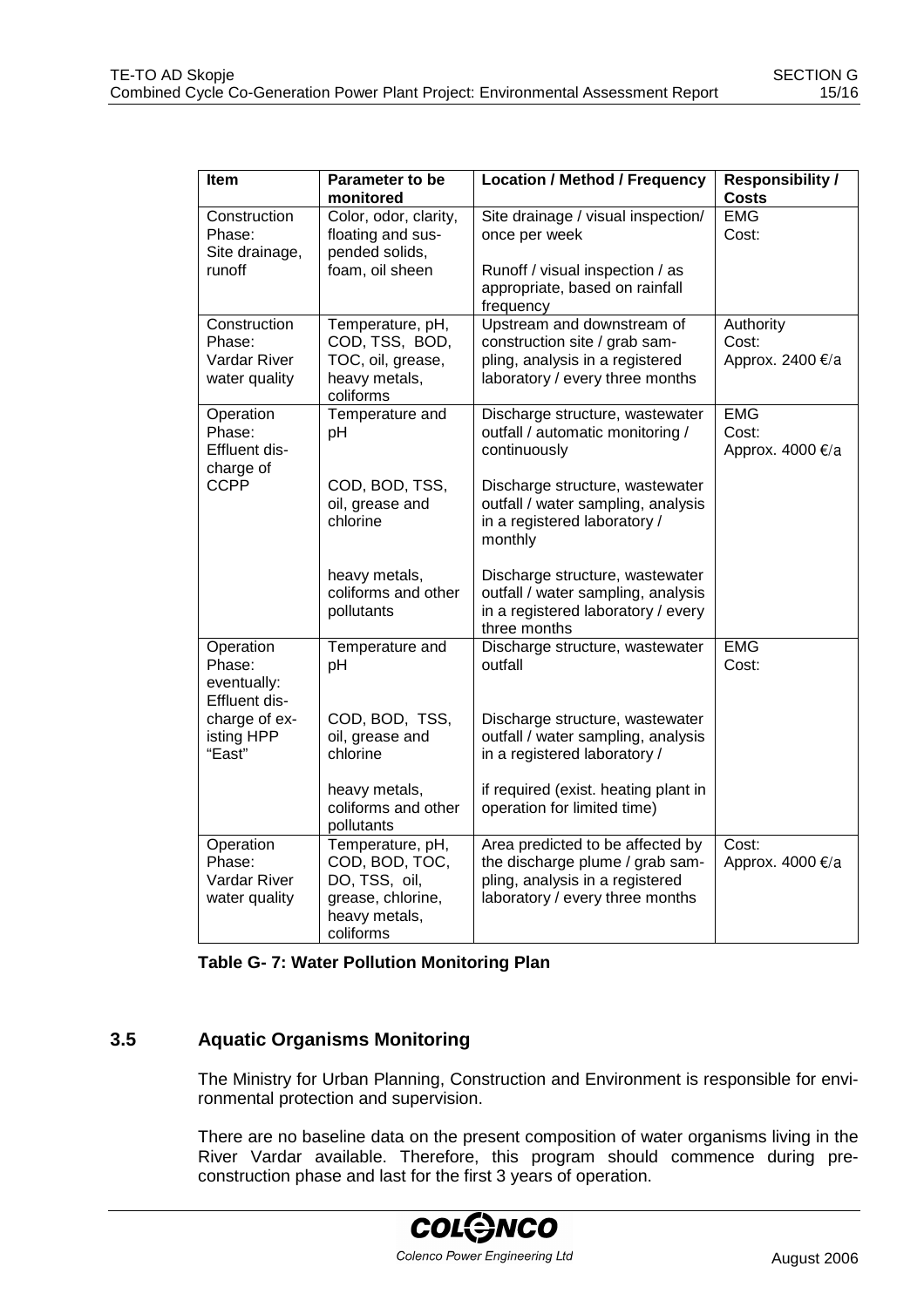| Item | Parameter to be monitored | Location / Method / Frequency | Responsibility / Costs |
|---|---|---|---|
| Construction Phase: Site drainage, runoff | Color, odor, clarity, floating and suspended solids, foam, oil sheen | Site drainage / visual inspection/ once per week<br><br>Runoff / visual inspection / as appropriate, based on rainfall frequency | EMG<br>Cost: |
| Construction Phase: Vardar River water quality | Temperature, pH, COD, TSS, BOD, TOC, oil, grease, heavy metals, coliforms | Upstream and downstream of construction site / grab sampling, analysis in a registered laboratory / every three months | Authority<br>Cost:<br>Approx. 2400 €/a |
| Operation Phase: Effluent discharge of CCPP | Temperature and pH<br><br>COD, BOD, TSS, oil, grease and chlorine<br><br>heavy metals, coliforms and other pollutants | Discharge structure, wastewater outfall / automatic monitoring / continuously<br><br>Discharge structure, wastewater outfall / water sampling, analysis in a registered laboratory / monthly<br><br>Discharge structure, wastewater outfall / water sampling, analysis in a registered laboratory / every three months | EMG<br>Cost:<br>Approx. 4000 €/a |
| Operation Phase: eventually: Effluent discharge of existing HPP "East" | Temperature and pH<br><br>COD, BOD, TSS, oil, grease and chlorine<br><br>heavy metals, coliforms and other pollutants | Discharge structure, wastewater outfall<br><br>Discharge structure, wastewater outfall / water sampling, analysis in a registered laboratory /<br><br>if required (exist. heating plant in operation for limited time) | EMG<br>Cost: |
| Operation Phase: Vardar River water quality | Temperature, pH, COD, BOD, TOC, DO, TSS, oil, grease, chlorine, heavy metals, coliforms | Area predicted to be affected by the discharge plume / grab sampling, analysis in a registered laboratory / every three months | Cost:<br>Approx. 4000 €/a |

**Table G- 7: Water Pollution Monitoring Plan**

### 3.5 Aquatic Organisms Monitoring

The Ministry for Urban Planning, Construction and Environment is responsible for environmental protection and supervision.

There are no baseline data on the present composition of water organisms living in the River Vardar available. Therefore, this program should commence during pre-construction phase and last for the first 3 years of operation.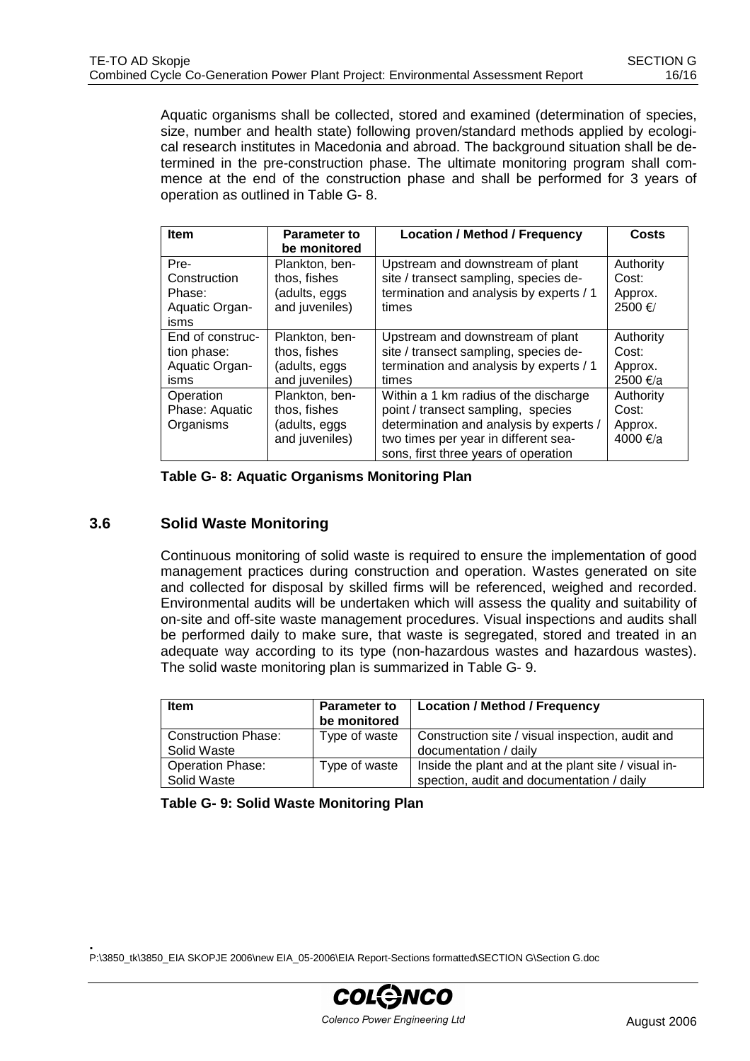Aquatic organisms shall be collected, stored and examined (determination of species, size, number and health state) following proven/standard methods applied by ecological research institutes in Macedonia and abroad. The background situation shall be determined in the pre-construction phase. The ultimate monitoring program shall commence at the end of the construction phase and shall be performed for 3 years of operation as outlined in Table G- 8.

| Item | Parameter to be monitored | Location / Method / Frequency | Costs |
|---|---|---|---|
| Pre-Construction Phase: Aquatic Organisms | Plankton, benthos, fishes (adults, eggs and juveniles) | Upstream and downstream of plant site / transect sampling, species determination and analysis by experts / 1 times | Authority Cost: Approx. 2500 €/ |
| End of construction phase: Aquatic Organisms | Plankton, benthos, fishes (adults, eggs and juveniles) | Upstream and downstream of plant site / transect sampling, species determination and analysis by experts / 1 times | Authority Cost: Approx. 2500 €/a |
| Operation Phase: Aquatic Organisms | Plankton, benthos, fishes (adults, eggs and juveniles) | Within a 1 km radius of the discharge point / transect sampling, species determination and analysis by experts / two times per year in different seasons, first three years of operation | Authority Cost: Approx. 4000 €/a |

**Table G- 8: Aquatic Organisms Monitoring Plan**

### 3.6 Solid Waste Monitoring

Continuous monitoring of solid waste is required to ensure the implementation of good management practices during construction and operation. Wastes generated on site and collected for disposal by skilled firms will be referenced, weighed and recorded. Environmental audits will be undertaken which will assess the quality and suitability of on-site and off-site waste management procedures. Visual inspections and audits shall be performed daily to make sure, that waste is segregated, stored and treated in an adequate way according to its type (non-hazardous wastes and hazardous wastes). The solid waste monitoring plan is summarized in Table G- 9.

| Item | Parameter to be monitored | Location / Method / Frequency |
|---|---|---|
| Construction Phase: Solid Waste | Type of waste | Construction site / visual inspection, audit and documentation / daily |
| Operation Phase: Solid Waste | Type of waste | Inside the plant and at the plant site / visual inspection, audit and documentation / daily |

**Table G- 9: Solid Waste Monitoring Plan**